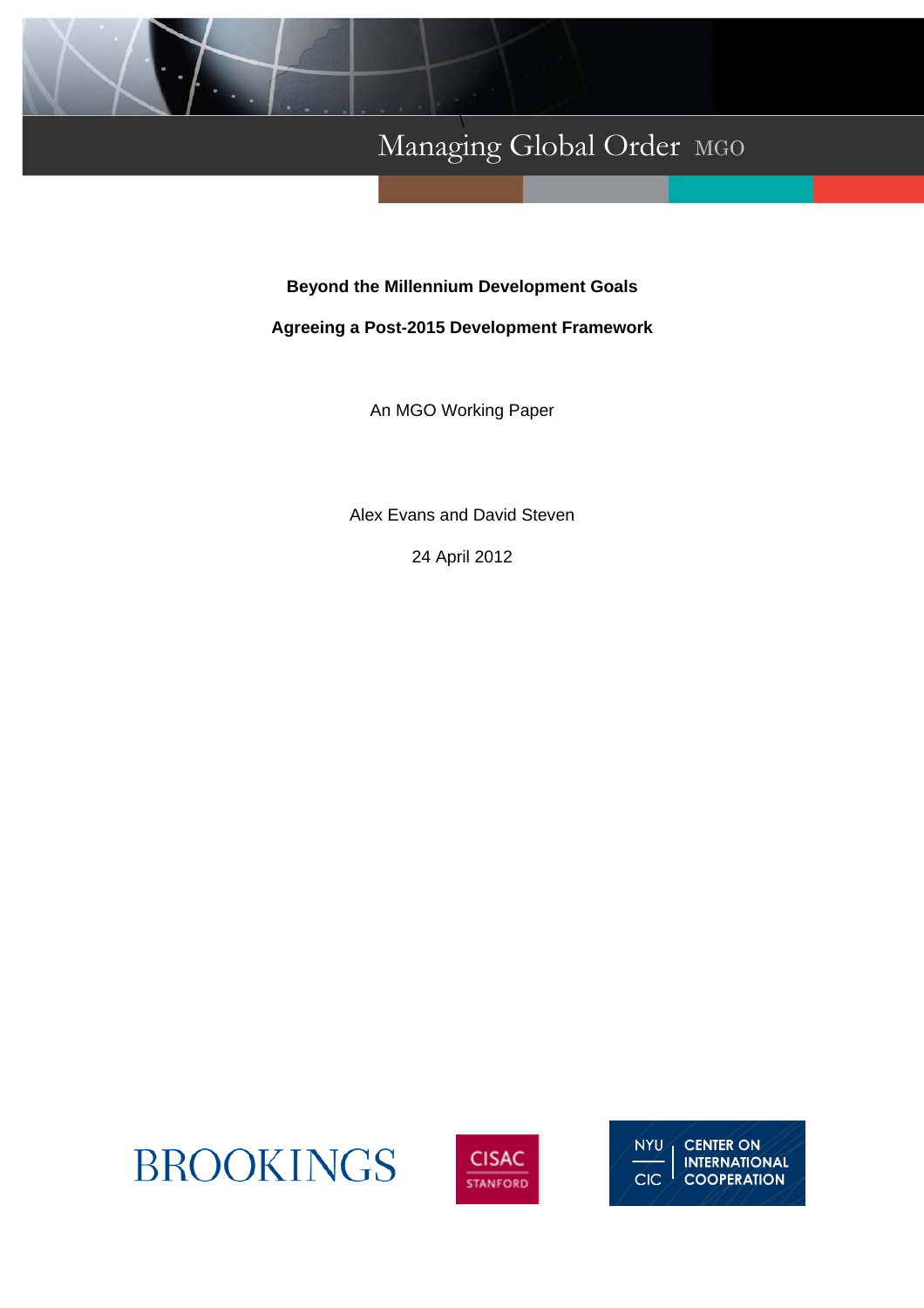Managing Global Order MGO

# Beyond the Millennium Development Goals

## Agreeing a Post-2015 Development Framework

An MGO Working Paper

Alex Evans and David Steven

24 April 2012

BROOKINGS

CISAC STANFORD

NYU CIC CENTER ON INTERNATIONAL COOPERATION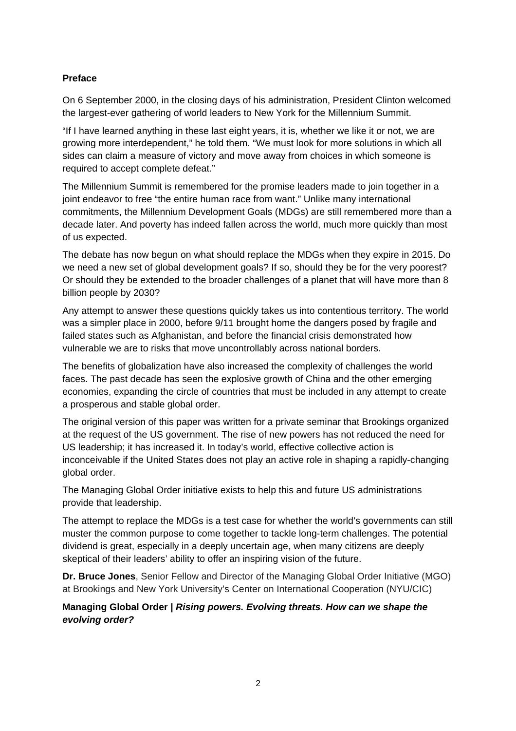## Preface

On 6 September 2000, in the closing days of his administration, President Clinton welcomed the largest-ever gathering of world leaders to New York for the Millennium Summit.

"If I have learned anything in these last eight years, it is, whether we like it or not, we are growing more interdependent," he told them. "We must look for more solutions in which all sides can claim a measure of victory and move away from choices in which someone is required to accept complete defeat."

The Millennium Summit is remembered for the promise leaders made to join together in a joint endeavor to free "the entire human race from want." Unlike many international commitments, the Millennium Development Goals (MDGs) are still remembered more than a decade later. And poverty has indeed fallen across the world, much more quickly than most of us expected.

The debate has now begun on what should replace the MDGs when they expire in 2015. Do we need a new set of global development goals? If so, should they be for the very poorest? Or should they be extended to the broader challenges of a planet that will have more than 8 billion people by 2030?

Any attempt to answer these questions quickly takes us into contentious territory. The world was a simpler place in 2000, before 9/11 brought home the dangers posed by fragile and failed states such as Afghanistan, and before the financial crisis demonstrated how vulnerable we are to risks that move uncontrollably across national borders.

The benefits of globalization have also increased the complexity of challenges the world faces. The past decade has seen the explosive growth of China and the other emerging economies, expanding the circle of countries that must be included in any attempt to create a prosperous and stable global order.

The original version of this paper was written for a private seminar that Brookings organized at the request of the US government. The rise of new powers has not reduced the need for US leadership; it has increased it. In today's world, effective collective action is inconceivable if the United States does not play an active role in shaping a rapidly-changing global order.

The Managing Global Order initiative exists to help this and future US administrations provide that leadership.

The attempt to replace the MDGs is a test case for whether the world's governments can still muster the common purpose to come together to tackle long-term challenges. The potential dividend is great, especially in a deeply uncertain age, when many citizens are deeply skeptical of their leaders' ability to offer an inspiring vision of the future.

**Dr. Bruce Jones**, Senior Fellow and Director of the Managing Global Order Initiative (MGO) at Brookings and New York University's Center on International Cooperation (NYU/CIC)

**Managing Global Order |** ***Rising powers. Evolving threats. How can we shape the evolving order?***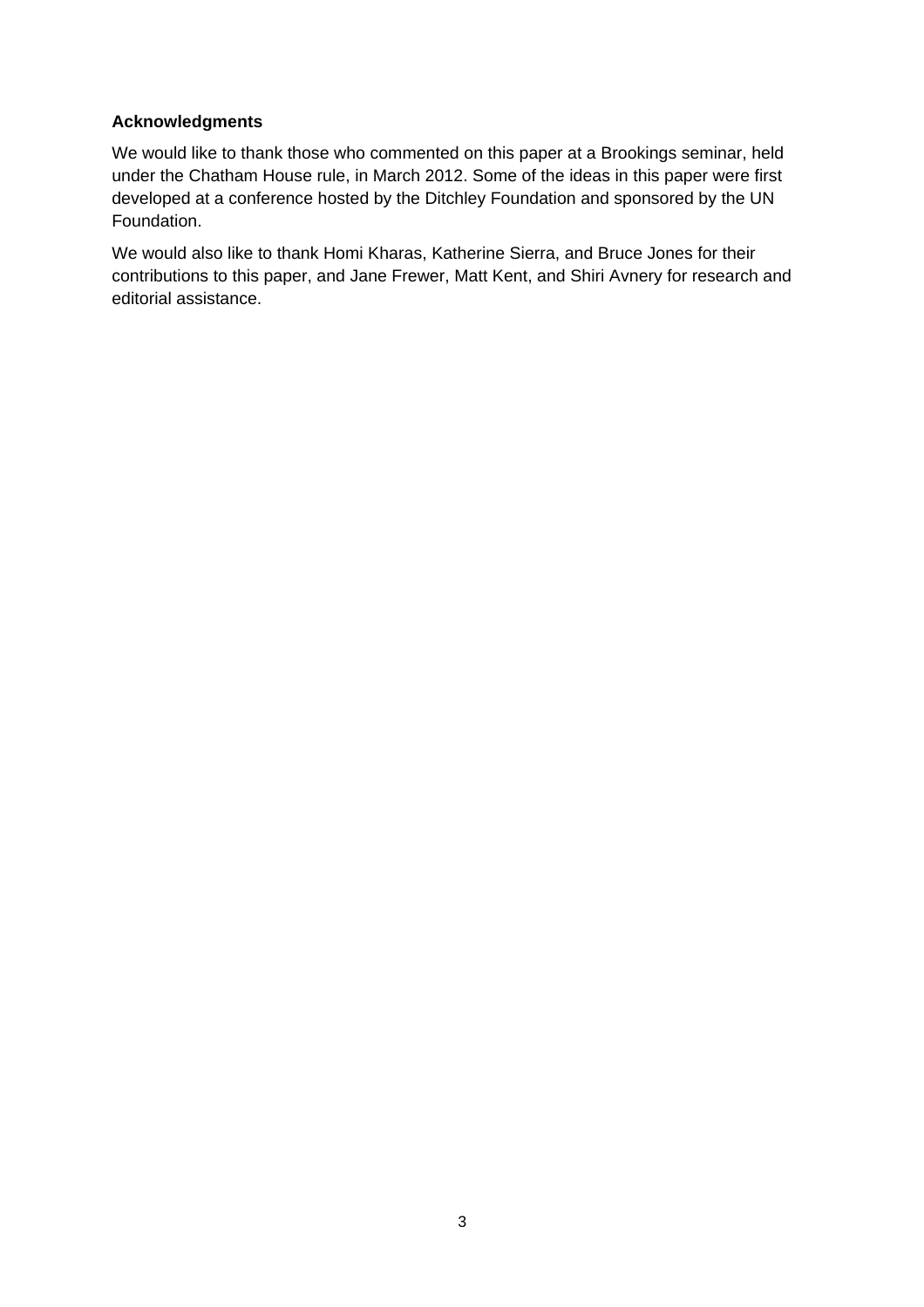**Acknowledgments**

We would like to thank those who commented on this paper at a Brookings seminar, held under the Chatham House rule, in March 2012. Some of the ideas in this paper were first developed at a conference hosted by the Ditchley Foundation and sponsored by the UN Foundation.

We would also like to thank Homi Kharas, Katherine Sierra, and Bruce Jones for their contributions to this paper, and Jane Frewer, Matt Kent, and Shiri Avnery for research and editorial assistance.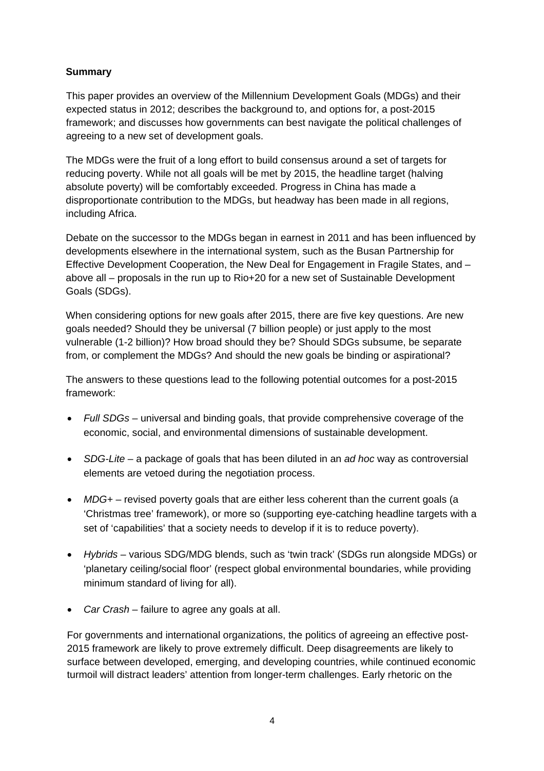**Summary**

This paper provides an overview of the Millennium Development Goals (MDGs) and their expected status in 2012; describes the background to, and options for, a post-2015 framework; and discusses how governments can best navigate the political challenges of agreeing to a new set of development goals.

The MDGs were the fruit of a long effort to build consensus around a set of targets for reducing poverty. While not all goals will be met by 2015, the headline target (halving absolute poverty) will be comfortably exceeded. Progress in China has made a disproportionate contribution to the MDGs, but headway has been made in all regions, including Africa.

Debate on the successor to the MDGs began in earnest in 2011 and has been influenced by developments elsewhere in the international system, such as the Busan Partnership for Effective Development Cooperation, the New Deal for Engagement in Fragile States, and – above all – proposals in the run up to Rio+20 for a new set of Sustainable Development Goals (SDGs).

When considering options for new goals after 2015, there are five key questions. Are new goals needed? Should they be universal (7 billion people) or just apply to the most vulnerable (1-2 billion)? How broad should they be? Should SDGs subsume, be separate from, or complement the MDGs? And should the new goals be binding or aspirational?

The answers to these questions lead to the following potential outcomes for a post-2015 framework:

- *Full SDGs* – universal and binding goals, that provide comprehensive coverage of the economic, social, and environmental dimensions of sustainable development.
- *SDG-Lite* – a package of goals that has been diluted in an *ad hoc* way as controversial elements are vetoed during the negotiation process.
- *MDG+* – revised poverty goals that are either less coherent than the current goals (a 'Christmas tree' framework), or more so (supporting eye-catching headline targets with a set of 'capabilities' that a society needs to develop if it is to reduce poverty).
- *Hybrids* – various SDG/MDG blends, such as 'twin track' (SDGs run alongside MDGs) or 'planetary ceiling/social floor' (respect global environmental boundaries, while providing minimum standard of living for all).
- *Car Crash* – failure to agree any goals at all.

For governments and international organizations, the politics of agreeing an effective post-2015 framework are likely to prove extremely difficult. Deep disagreements are likely to surface between developed, emerging, and developing countries, while continued economic turmoil will distract leaders' attention from longer-term challenges. Early rhetoric on the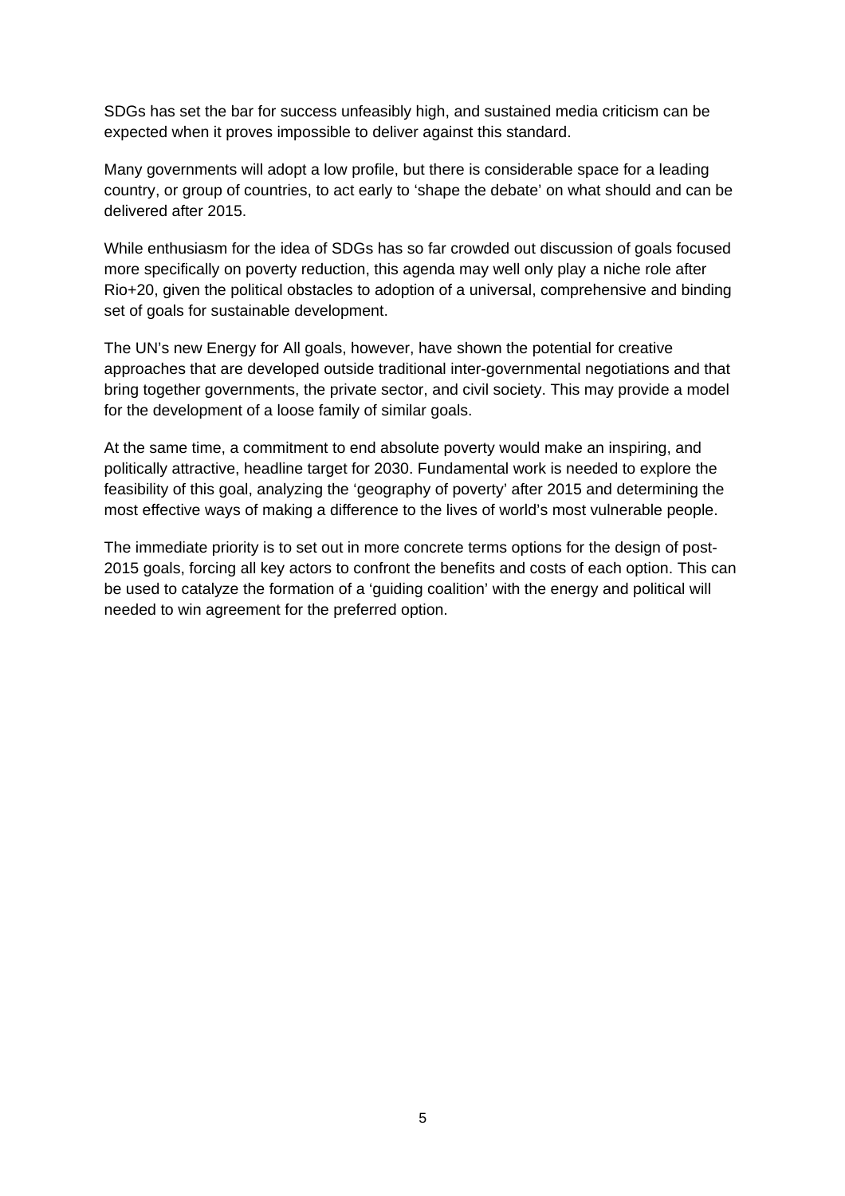SDGs has set the bar for success unfeasibly high, and sustained media criticism can be expected when it proves impossible to deliver against this standard.

Many governments will adopt a low profile, but there is considerable space for a leading country, or group of countries, to act early to 'shape the debate' on what should and can be delivered after 2015.

While enthusiasm for the idea of SDGs has so far crowded out discussion of goals focused more specifically on poverty reduction, this agenda may well only play a niche role after Rio+20, given the political obstacles to adoption of a universal, comprehensive and binding set of goals for sustainable development.

The UN's new Energy for All goals, however, have shown the potential for creative approaches that are developed outside traditional inter-governmental negotiations and that bring together governments, the private sector, and civil society. This may provide a model for the development of a loose family of similar goals.

At the same time, a commitment to end absolute poverty would make an inspiring, and politically attractive, headline target for 2030. Fundamental work is needed to explore the feasibility of this goal, analyzing the 'geography of poverty' after 2015 and determining the most effective ways of making a difference to the lives of world's most vulnerable people.

The immediate priority is to set out in more concrete terms options for the design of post-2015 goals, forcing all key actors to confront the benefits and costs of each option. This can be used to catalyze the formation of a 'guiding coalition' with the energy and political will needed to win agreement for the preferred option.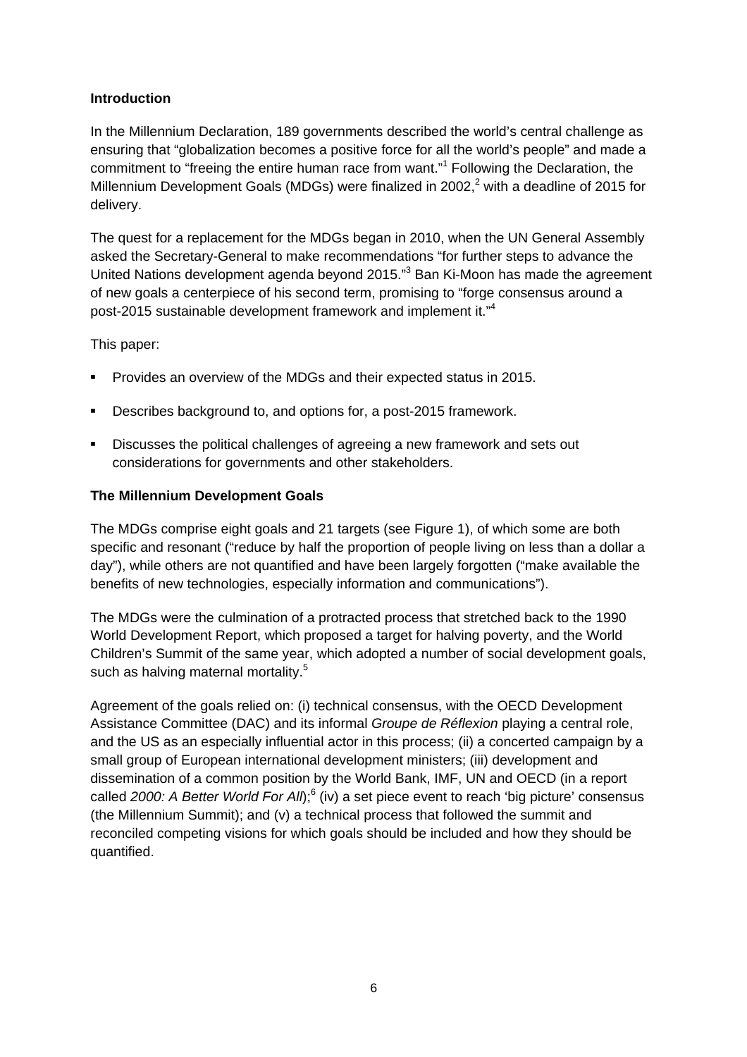**Introduction**

In the Millennium Declaration, 189 governments described the world's central challenge as ensuring that "globalization becomes a positive force for all the world's people" and made a commitment to "freeing the entire human race from want."[1] Following the Declaration, the Millennium Development Goals (MDGs) were finalized in 2002,[2] with a deadline of 2015 for delivery.

The quest for a replacement for the MDGs began in 2010, when the UN General Assembly asked the Secretary-General to make recommendations "for further steps to advance the United Nations development agenda beyond 2015."[3] Ban Ki-Moon has made the agreement of new goals a centerpiece of his second term, promising to "forge consensus around a post-2015 sustainable development framework and implement it."[4]

This paper:

- Provides an overview of the MDGs and their expected status in 2015.
- Describes background to, and options for, a post-2015 framework.
- Discusses the political challenges of agreeing a new framework and sets out considerations for governments and other stakeholders.

**The Millennium Development Goals**

The MDGs comprise eight goals and 21 targets (see Figure 1), of which some are both specific and resonant ("reduce by half the proportion of people living on less than a dollar a day"), while others are not quantified and have been largely forgotten ("make available the benefits of new technologies, especially information and communications").

The MDGs were the culmination of a protracted process that stretched back to the 1990 World Development Report, which proposed a target for halving poverty, and the World Children's Summit of the same year, which adopted a number of social development goals, such as halving maternal mortality.[5]

Agreement of the goals relied on: (i) technical consensus, with the OECD Development Assistance Committee (DAC) and its informal *Groupe de Réflexion* playing a central role, and the US as an especially influential actor in this process; (ii) a concerted campaign by a small group of European international development ministers; (iii) development and dissemination of a common position by the World Bank, IMF, UN and OECD (in a report called *2000: A Better World For All*);[6] (iv) a set piece event to reach 'big picture' consensus (the Millennium Summit); and (v) a technical process that followed the summit and reconciled competing visions for which goals should be included and how they should be quantified.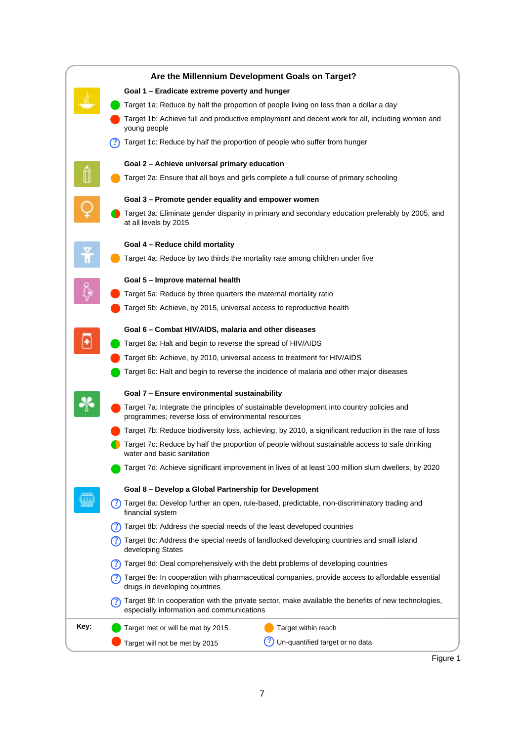## Are the Millennium Development Goals on Target?

**Goal 1 – Eradicate extreme poverty and hunger**

- 🟢 Target 1a: Reduce by half the proportion of people living on less than a dollar a day
- 🔴 Target 1b: Achieve full and productive employment and decent work for all, including women and young people
- ❓ Target 1c: Reduce by half the proportion of people who suffer from hunger

**Goal 2 – Achieve universal primary education**

- 🟠 Target 2a: Ensure that all boys and girls complete a full course of primary schooling

**Goal 3 – Promote gender equality and empower women**

- 🟢🔴 Target 3a: Eliminate gender disparity in primary and secondary education preferably by 2005, and at all levels by 2015

**Goal 4 – Reduce child mortality**

- 🟠 Target 4a: Reduce by two thirds the mortality rate among children under five

**Goal 5 – Improve maternal health**

- 🔴 Target 5a: Reduce by three quarters the maternal mortality ratio
- 🔴 Target 5b: Achieve, by 2015, universal access to reproductive health

**Goal 6 – Combat HIV/AIDS, malaria and other diseases**

- 🟢 Target 6a: Halt and begin to reverse the spread of HIV/AIDS
- 🔴 Target 6b: Achieve, by 2010, universal access to treatment for HIV/AIDS
- 🟢 Target 6c: Halt and begin to reverse the incidence of malaria and other major diseases

**Goal 7 – Ensure environmental sustainability**

- 🔴 Target 7a: Integrate the principles of sustainable development into country policies and programmes; reverse loss of environmental resources
- 🔴 Target 7b: Reduce biodiversity loss, achieving, by 2010, a significant reduction in the rate of loss
- 🟢🟠 Target 7c: Reduce by half the proportion of people without sustainable access to safe drinking water and basic sanitation
- 🟢 Target 7d: Achieve significant improvement in lives of at least 100 million slum dwellers, by 2020

**Goal 8 – Develop a Global Partnership for Development**

- ❓ Target 8a: Develop further an open, rule-based, predictable, non-discriminatory trading and financial system
- ❓ Target 8b: Address the special needs of the least developed countries
- ❓ Target 8c: Address the special needs of landlocked developing countries and small island developing States
- ❓ Target 8d: Deal comprehensively with the debt problems of developing countries
- ❓ Target 8e: In cooperation with pharmaceutical companies, provide access to affordable essential drugs in developing countries
- ❓ Target 8f: In cooperation with the private sector, make available the benefits of new technologies, especially information and communications

**Key:**

| | |
|---|---|
| 🟢 Target met or will be met by 2015 | 🟠 Target within reach |
| 🔴 Target will not be met by 2015 | ❓ Un-quantified target or no data |

Figure 1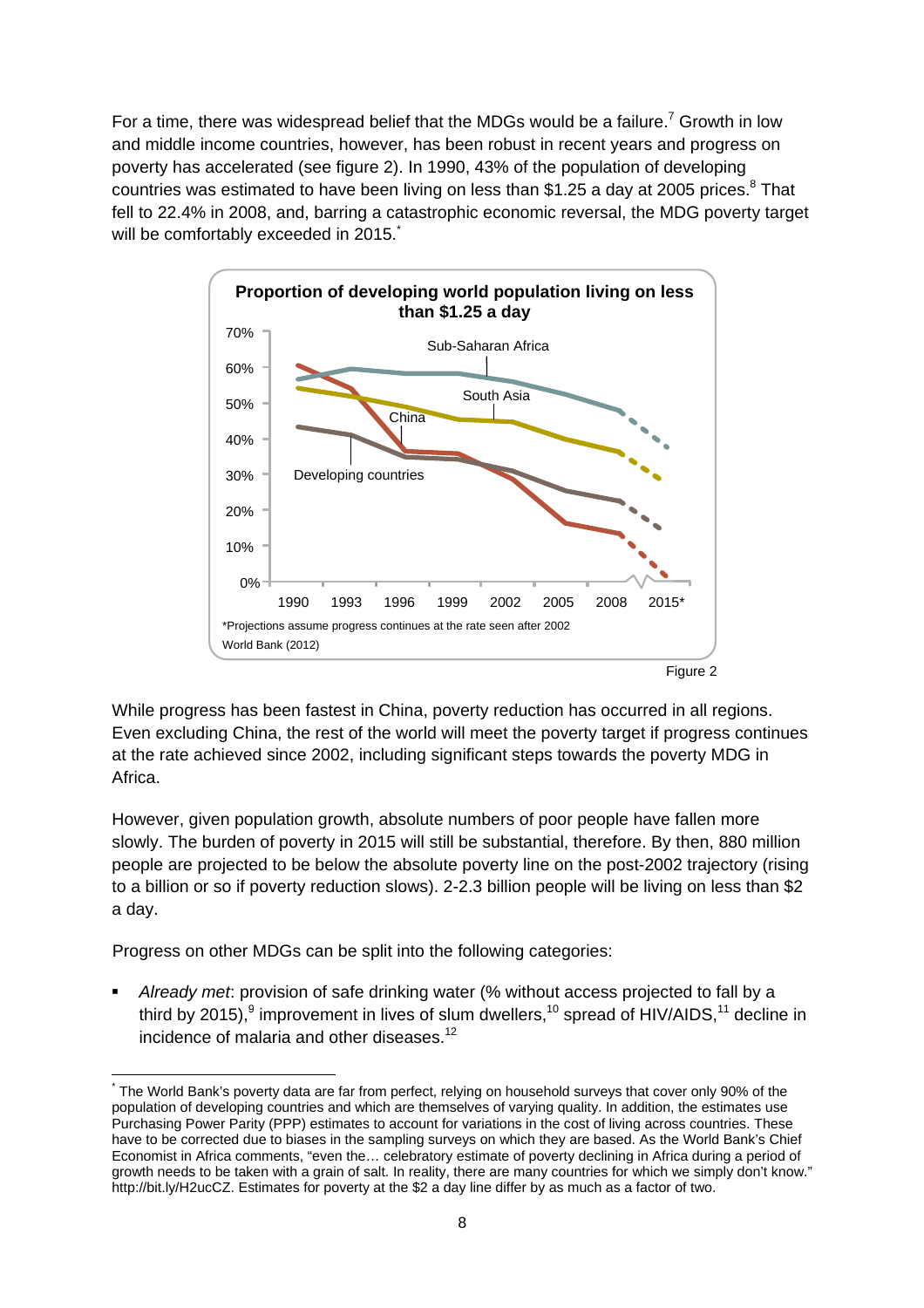For a time, there was widespread belief that the MDGs would be a failure.[7] Growth in low and middle income countries, however, has been robust in recent years and progress on poverty has accelerated (see figure 2). In 1990, 43% of the population of developing countries was estimated to have been living on less than $1.25 a day at 2005 prices.[8] That fell to 22.4% in 2008, and, barring a catastrophic economic reversal, the MDG poverty target will be comfortably exceeded in 2015.[*]

**Proportion of developing world population living on less than $1.25 a day**

*Projections assume progress continues at the rate seen after 2002

World Bank (2012)

Figure 2

While progress has been fastest in China, poverty reduction has occurred in all regions. Even excluding China, the rest of the world will meet the poverty target if progress continues at the rate achieved since 2002, including significant steps towards the poverty MDG in Africa.

However, given population growth, absolute numbers of poor people have fallen more slowly. The burden of poverty in 2015 will still be substantial, therefore. By then, 880 million people are projected to be below the absolute poverty line on the post-2002 trajectory (rising to a billion or so if poverty reduction slows). 2-2.3 billion people will be living on less than $2 a day.

Progress on other MDGs can be split into the following categories:

- *Already met*: provision of safe drinking water (% without access projected to fall by a third by 2015),[9] improvement in lives of slum dwellers,[10] spread of HIV/AIDS,[11] decline in incidence of malaria and other diseases.[12]

---

[*] The World Bank's poverty data are far from perfect, relying on household surveys that cover only 90% of the population of developing countries and which are themselves of varying quality. In addition, the estimates use Purchasing Power Parity (PPP) estimates to account for variations in the cost of living across countries. These have to be corrected due to biases in the sampling surveys on which they are based. As the World Bank's Chief Economist in Africa comments, "even the… celebratory estimate of poverty declining in Africa during a period of growth needs to be taken with a grain of salt. In reality, there are many countries for which we simply don't know." http://bit.ly/H2ucCZ. Estimates for poverty at the $2 a day line differ by as much as a factor of two.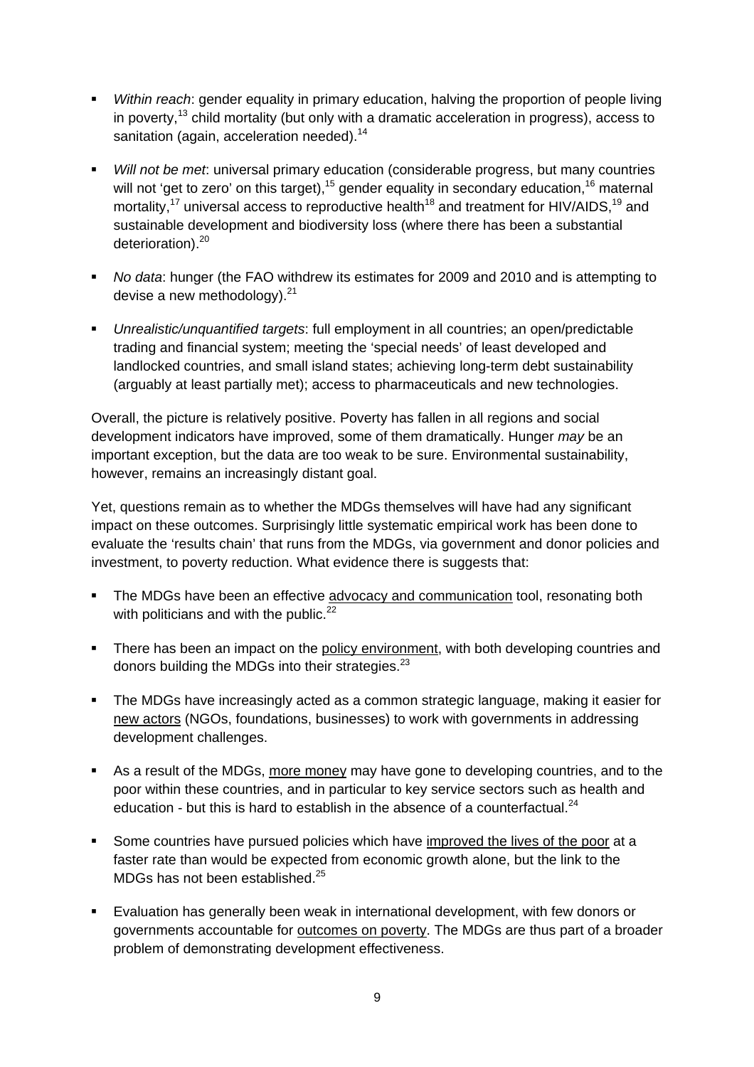- *Within reach*: gender equality in primary education, halving the proportion of people living in poverty,[13] child mortality (but only with a dramatic acceleration in progress), access to sanitation (again, acceleration needed).[14]

- *Will not be met*: universal primary education (considerable progress, but many countries will not 'get to zero' on this target),[15] gender equality in secondary education,[16] maternal mortality,[17] universal access to reproductive health[18] and treatment for HIV/AIDS,[19] and sustainable development and biodiversity loss (where there has been a substantial deterioration).[20]

- *No data*: hunger (the FAO withdrew its estimates for 2009 and 2010 and is attempting to devise a new methodology).[21]

- *Unrealistic/unquantified targets*: full employment in all countries; an open/predictable trading and financial system; meeting the 'special needs' of least developed and landlocked countries, and small island states; achieving long-term debt sustainability (arguably at least partially met); access to pharmaceuticals and new technologies.

Overall, the picture is relatively positive. Poverty has fallen in all regions and social development indicators have improved, some of them dramatically. Hunger *may* be an important exception, but the data are too weak to be sure. Environmental sustainability, however, remains an increasingly distant goal.

Yet, questions remain as to whether the MDGs themselves will have had any significant impact on these outcomes. Surprisingly little systematic empirical work has been done to evaluate the 'results chain' that runs from the MDGs, via government and donor policies and investment, to poverty reduction. What evidence there is suggests that:

- The MDGs have been an effective <u>advocacy and communication</u> tool, resonating both with politicians and with the public.[22]

- There has been an impact on the <u>policy environment</u>, with both developing countries and donors building the MDGs into their strategies.[23]

- The MDGs have increasingly acted as a common strategic language, making it easier for <u>new actors</u> (NGOs, foundations, businesses) to work with governments in addressing development challenges.

- As a result of the MDGs, <u>more money</u> may have gone to developing countries, and to the poor within these countries, and in particular to key service sectors such as health and education - but this is hard to establish in the absence of a counterfactual.[24]

- Some countries have pursued policies which have <u>improved the lives of the poor</u> at a faster rate than would be expected from economic growth alone, but the link to the MDGs has not been established.[25]

- Evaluation has generally been weak in international development, with few donors or governments accountable for <u>outcomes on poverty</u>. The MDGs are thus part of a broader problem of demonstrating development effectiveness.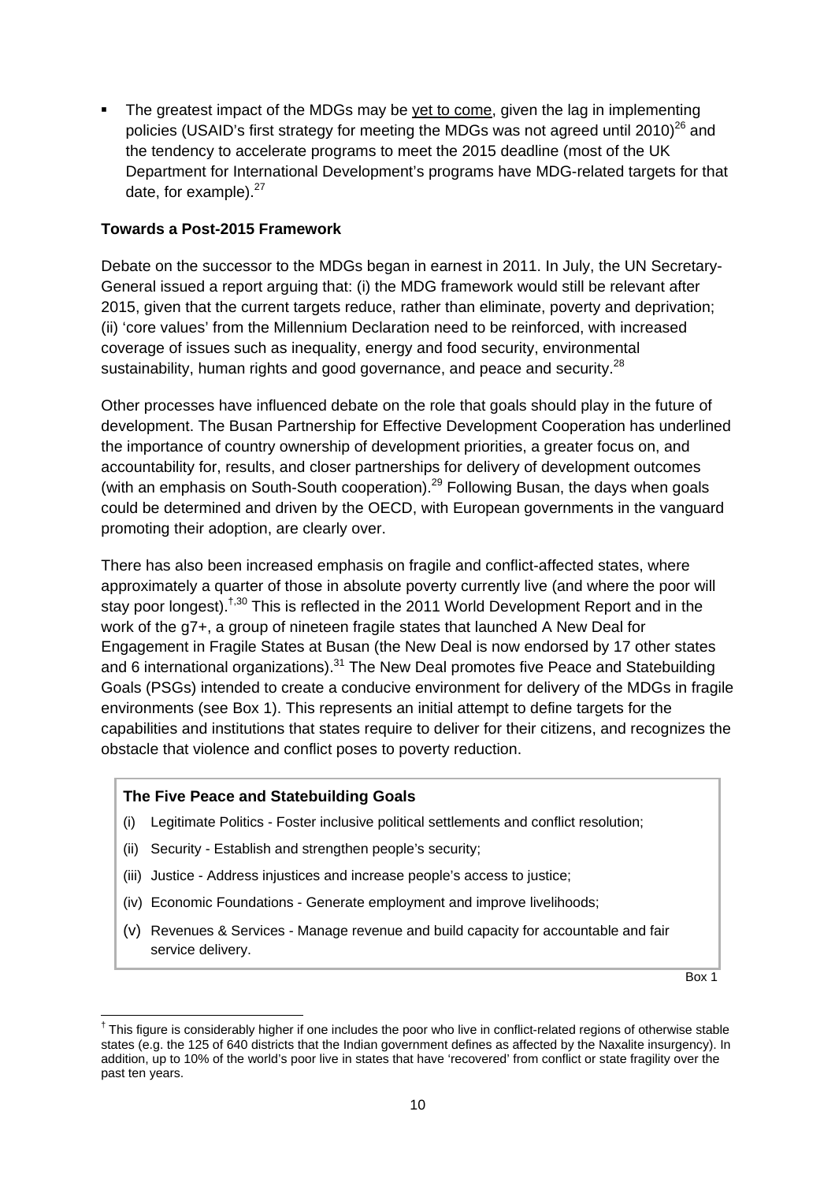- The greatest impact of the MDGs may be yet to come, given the lag in implementing policies (USAID's first strategy for meeting the MDGs was not agreed until 2010)[26] and the tendency to accelerate programs to meet the 2015 deadline (most of the UK Department for International Development's programs have MDG-related targets for that date, for example).[27]

**Towards a Post-2015 Framework**

Debate on the successor to the MDGs began in earnest in 2011. In July, the UN Secretary-General issued a report arguing that: (i) the MDG framework would still be relevant after 2015, given that the current targets reduce, rather than eliminate, poverty and deprivation; (ii) 'core values' from the Millennium Declaration need to be reinforced, with increased coverage of issues such as inequality, energy and food security, environmental sustainability, human rights and good governance, and peace and security.[28]

Other processes have influenced debate on the role that goals should play in the future of development. The Busan Partnership for Effective Development Cooperation has underlined the importance of country ownership of development priorities, a greater focus on, and accountability for, results, and closer partnerships for delivery of development outcomes (with an emphasis on South-South cooperation).[29] Following Busan, the days when goals could be determined and driven by the OECD, with European governments in the vanguard promoting their adoption, are clearly over.

There has also been increased emphasis on fragile and conflict-affected states, where approximately a quarter of those in absolute poverty currently live (and where the poor will stay poor longest).[†,30] This is reflected in the 2011 World Development Report and in the work of the g7+, a group of nineteen fragile states that launched A New Deal for Engagement in Fragile States at Busan (the New Deal is now endorsed by 17 other states and 6 international organizations).[31] The New Deal promotes five Peace and Statebuilding Goals (PSGs) intended to create a conducive environment for delivery of the MDGs in fragile environments (see Box 1). This represents an initial attempt to define targets for the capabilities and institutions that states require to deliver for their citizens, and recognizes the obstacle that violence and conflict poses to poverty reduction.

**The Five Peace and Statebuilding Goals**

(i) Legitimate Politics - Foster inclusive political settlements and conflict resolution;

(ii) Security - Establish and strengthen people's security;

(iii) Justice - Address injustices and increase people's access to justice;

(iv) Economic Foundations - Generate employment and improve livelihoods;

(v) Revenues & Services - Manage revenue and build capacity for accountable and fair service delivery.

Box 1

[†] This figure is considerably higher if one includes the poor who live in conflict-related regions of otherwise stable states (e.g. the 125 of 640 districts that the Indian government defines as affected by the Naxalite insurgency). In addition, up to 10% of the world's poor live in states that have 'recovered' from conflict or state fragility over the past ten years.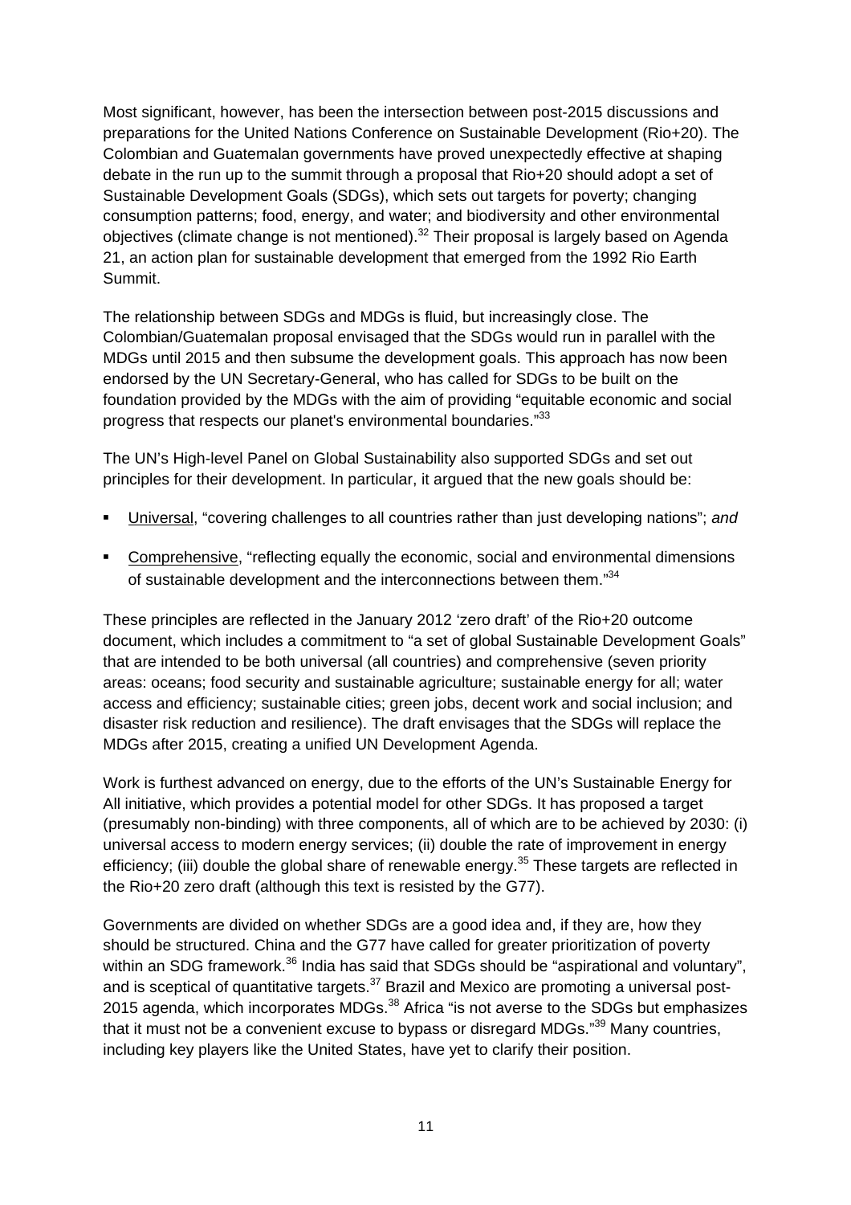Most significant, however, has been the intersection between post-2015 discussions and preparations for the United Nations Conference on Sustainable Development (Rio+20). The Colombian and Guatemalan governments have proved unexpectedly effective at shaping debate in the run up to the summit through a proposal that Rio+20 should adopt a set of Sustainable Development Goals (SDGs), which sets out targets for poverty; changing consumption patterns; food, energy, and water; and biodiversity and other environmental objectives (climate change is not mentioned).[32] Their proposal is largely based on Agenda 21, an action plan for sustainable development that emerged from the 1992 Rio Earth Summit.

The relationship between SDGs and MDGs is fluid, but increasingly close. The Colombian/Guatemalan proposal envisaged that the SDGs would run in parallel with the MDGs until 2015 and then subsume the development goals. This approach has now been endorsed by the UN Secretary-General, who has called for SDGs to be built on the foundation provided by the MDGs with the aim of providing "equitable economic and social progress that respects our planet's environmental boundaries."[33]

The UN's High-level Panel on Global Sustainability also supported SDGs and set out principles for their development. In particular, it argued that the new goals should be:

- Universal, "covering challenges to all countries rather than just developing nations"; *and*
- Comprehensive, "reflecting equally the economic, social and environmental dimensions of sustainable development and the interconnections between them."[34]

These principles are reflected in the January 2012 'zero draft' of the Rio+20 outcome document, which includes a commitment to "a set of global Sustainable Development Goals" that are intended to be both universal (all countries) and comprehensive (seven priority areas: oceans; food security and sustainable agriculture; sustainable energy for all; water access and efficiency; sustainable cities; green jobs, decent work and social inclusion; and disaster risk reduction and resilience). The draft envisages that the SDGs will replace the MDGs after 2015, creating a unified UN Development Agenda.

Work is furthest advanced on energy, due to the efforts of the UN's Sustainable Energy for All initiative, which provides a potential model for other SDGs. It has proposed a target (presumably non-binding) with three components, all of which are to be achieved by 2030: (i) universal access to modern energy services; (ii) double the rate of improvement in energy efficiency; (iii) double the global share of renewable energy.[35] These targets are reflected in the Rio+20 zero draft (although this text is resisted by the G77).

Governments are divided on whether SDGs are a good idea and, if they are, how they should be structured. China and the G77 have called for greater prioritization of poverty within an SDG framework.[36] India has said that SDGs should be "aspirational and voluntary", and is sceptical of quantitative targets.[37] Brazil and Mexico are promoting a universal post-2015 agenda, which incorporates MDGs.[38] Africa "is not averse to the SDGs but emphasizes that it must not be a convenient excuse to bypass or disregard MDGs."[39] Many countries, including key players like the United States, have yet to clarify their position.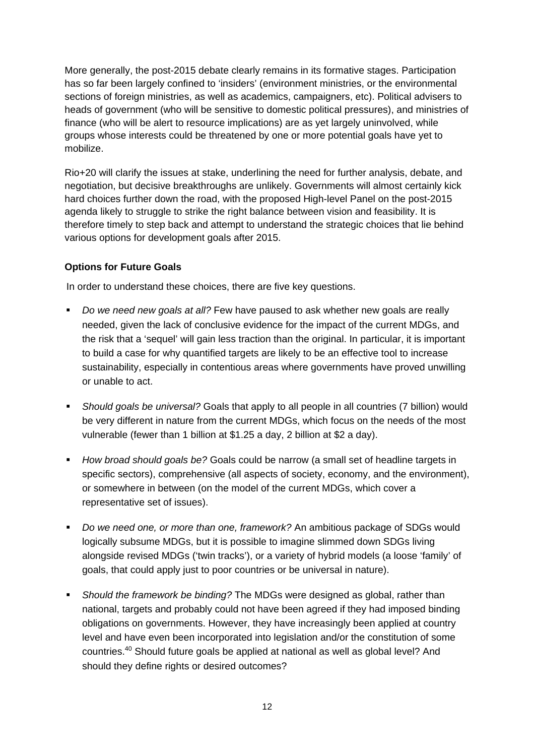More generally, the post-2015 debate clearly remains in its formative stages. Participation has so far been largely confined to 'insiders' (environment ministries, or the environmental sections of foreign ministries, as well as academics, campaigners, etc). Political advisers to heads of government (who will be sensitive to domestic political pressures), and ministries of finance (who will be alert to resource implications) are as yet largely uninvolved, while groups whose interests could be threatened by one or more potential goals have yet to mobilize.

Rio+20 will clarify the issues at stake, underlining the need for further analysis, debate, and negotiation, but decisive breakthroughs are unlikely. Governments will almost certainly kick hard choices further down the road, with the proposed High-level Panel on the post-2015 agenda likely to struggle to strike the right balance between vision and feasibility. It is therefore timely to step back and attempt to understand the strategic choices that lie behind various options for development goals after 2015.

**Options for Future Goals**

In order to understand these choices, there are five key questions.

- *Do we need new goals at all?* Few have paused to ask whether new goals are really needed, given the lack of conclusive evidence for the impact of the current MDGs, and the risk that a 'sequel' will gain less traction than the original. In particular, it is important to build a case for why quantified targets are likely to be an effective tool to increase sustainability, especially in contentious areas where governments have proved unwilling or unable to act.
- *Should goals be universal?* Goals that apply to all people in all countries (7 billion) would be very different in nature from the current MDGs, which focus on the needs of the most vulnerable (fewer than 1 billion at $1.25 a day, 2 billion at $2 a day).
- *How broad should goals be?* Goals could be narrow (a small set of headline targets in specific sectors), comprehensive (all aspects of society, economy, and the environment), or somewhere in between (on the model of the current MDGs, which cover a representative set of issues).
- *Do we need one, or more than one, framework?* An ambitious package of SDGs would logically subsume MDGs, but it is possible to imagine slimmed down SDGs living alongside revised MDGs ('twin tracks'), or a variety of hybrid models (a loose 'family' of goals, that could apply just to poor countries or be universal in nature).
- *Should the framework be binding?* The MDGs were designed as global, rather than national, targets and probably could not have been agreed if they had imposed binding obligations on governments. However, they have increasingly been applied at country level and have even been incorporated into legislation and/or the constitution of some countries.[40] Should future goals be applied at national as well as global level? And should they define rights or desired outcomes?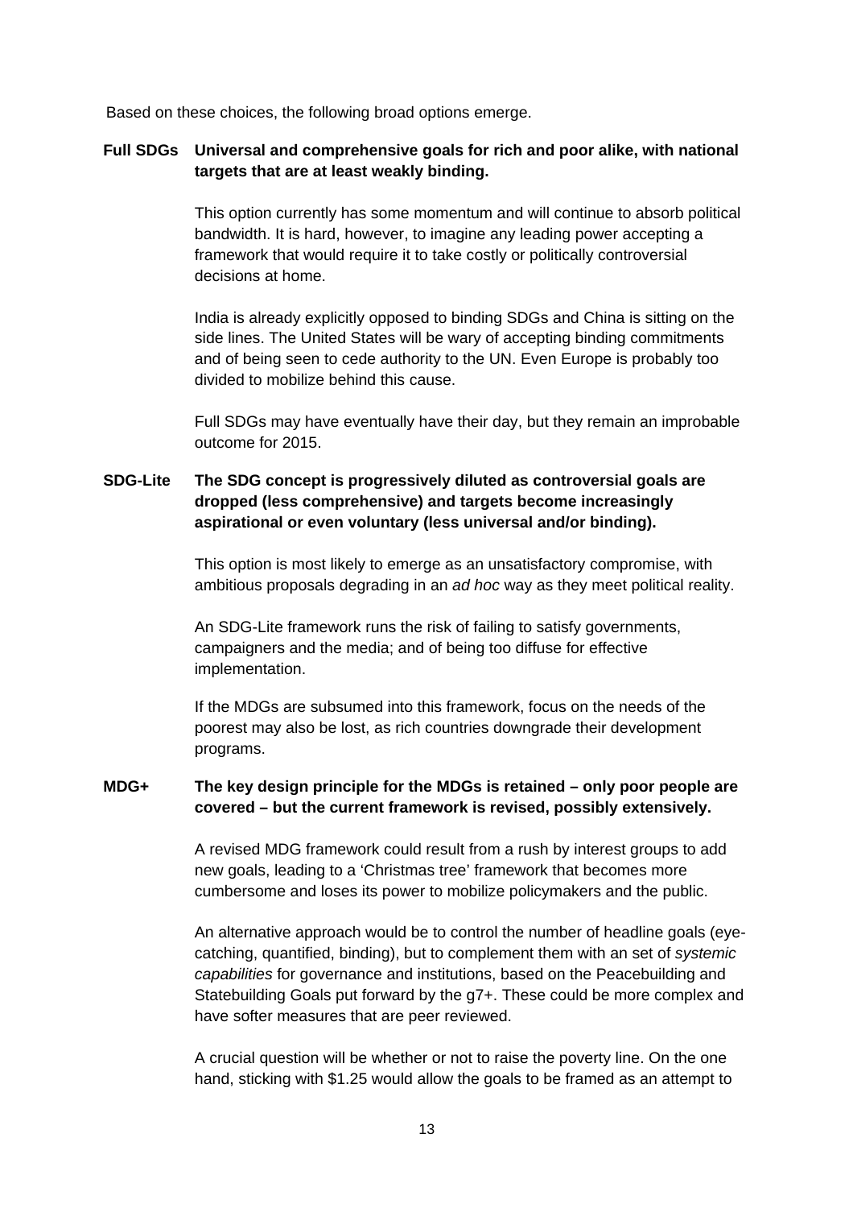Based on these choices, the following broad options emerge.

**Full SDGs** **Universal and comprehensive goals for rich and poor alike, with national targets that are at least weakly binding.**

This option currently has some momentum and will continue to absorb political bandwidth. It is hard, however, to imagine any leading power accepting a framework that would require it to take costly or politically controversial decisions at home.

India is already explicitly opposed to binding SDGs and China is sitting on the side lines. The United States will be wary of accepting binding commitments and of being seen to cede authority to the UN. Even Europe is probably too divided to mobilize behind this cause.

Full SDGs may have eventually have their day, but they remain an improbable outcome for 2015.

**SDG-Lite** **The SDG concept is progressively diluted as controversial goals are dropped (less comprehensive) and targets become increasingly aspirational or even voluntary (less universal and/or binding).**

This option is most likely to emerge as an unsatisfactory compromise, with ambitious proposals degrading in an *ad hoc* way as they meet political reality.

An SDG-Lite framework runs the risk of failing to satisfy governments, campaigners and the media; and of being too diffuse for effective implementation.

If the MDGs are subsumed into this framework, focus on the needs of the poorest may also be lost, as rich countries downgrade their development programs.

**MDG+** **The key design principle for the MDGs is retained – only poor people are covered – but the current framework is revised, possibly extensively.**

A revised MDG framework could result from a rush by interest groups to add new goals, leading to a 'Christmas tree' framework that becomes more cumbersome and loses its power to mobilize policymakers and the public.

An alternative approach would be to control the number of headline goals (eye-catching, quantified, binding), but to complement them with an set of *systemic capabilities* for governance and institutions, based on the Peacebuilding and Statebuilding Goals put forward by the g7+. These could be more complex and have softer measures that are peer reviewed.

A crucial question will be whether or not to raise the poverty line. On the one hand, sticking with $1.25 would allow the goals to be framed as an attempt to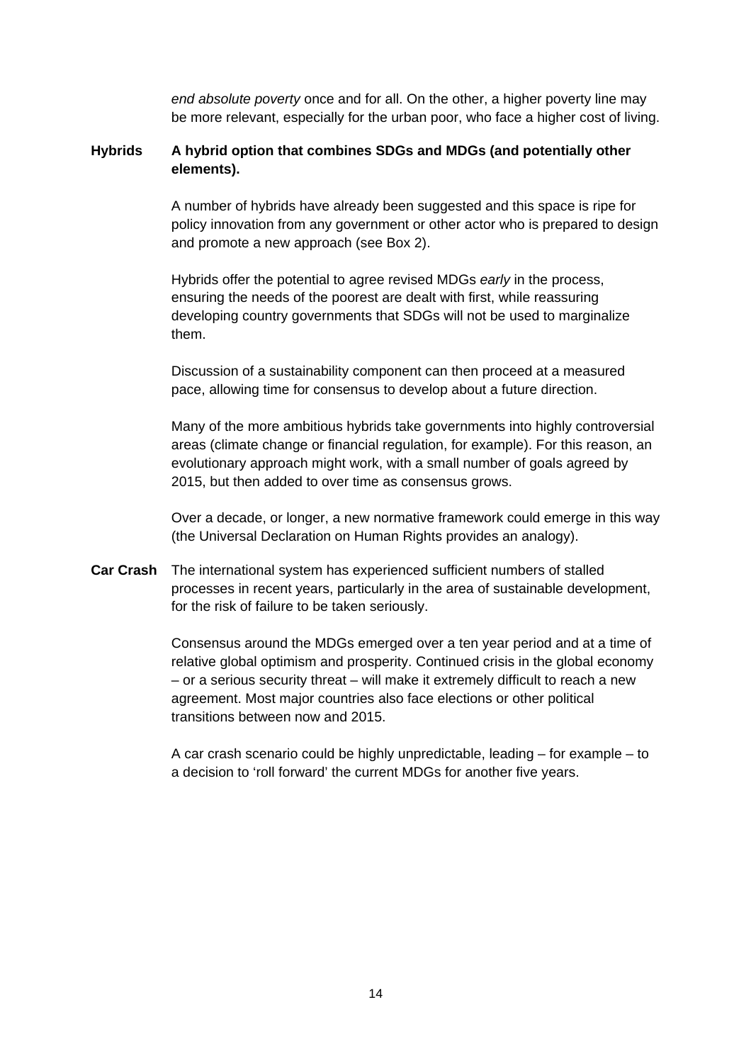*end absolute poverty* once and for all. On the other, a higher poverty line may be more relevant, especially for the urban poor, who face a higher cost of living.

**Hybrids** **A hybrid option that combines SDGs and MDGs (and potentially other elements).**

A number of hybrids have already been suggested and this space is ripe for policy innovation from any government or other actor who is prepared to design and promote a new approach (see Box 2).

Hybrids offer the potential to agree revised MDGs *early* in the process, ensuring the needs of the poorest are dealt with first, while reassuring developing country governments that SDGs will not be used to marginalize them.

Discussion of a sustainability component can then proceed at a measured pace, allowing time for consensus to develop about a future direction.

Many of the more ambitious hybrids take governments into highly controversial areas (climate change or financial regulation, for example). For this reason, an evolutionary approach might work, with a small number of goals agreed by 2015, but then added to over time as consensus grows.

Over a decade, or longer, a new normative framework could emerge in this way (the Universal Declaration on Human Rights provides an analogy).

**Car Crash** The international system has experienced sufficient numbers of stalled processes in recent years, particularly in the area of sustainable development, for the risk of failure to be taken seriously.

Consensus around the MDGs emerged over a ten year period and at a time of relative global optimism and prosperity. Continued crisis in the global economy – or a serious security threat – will make it extremely difficult to reach a new agreement. Most major countries also face elections or other political transitions between now and 2015.

A car crash scenario could be highly unpredictable, leading – for example – to a decision to 'roll forward' the current MDGs for another five years.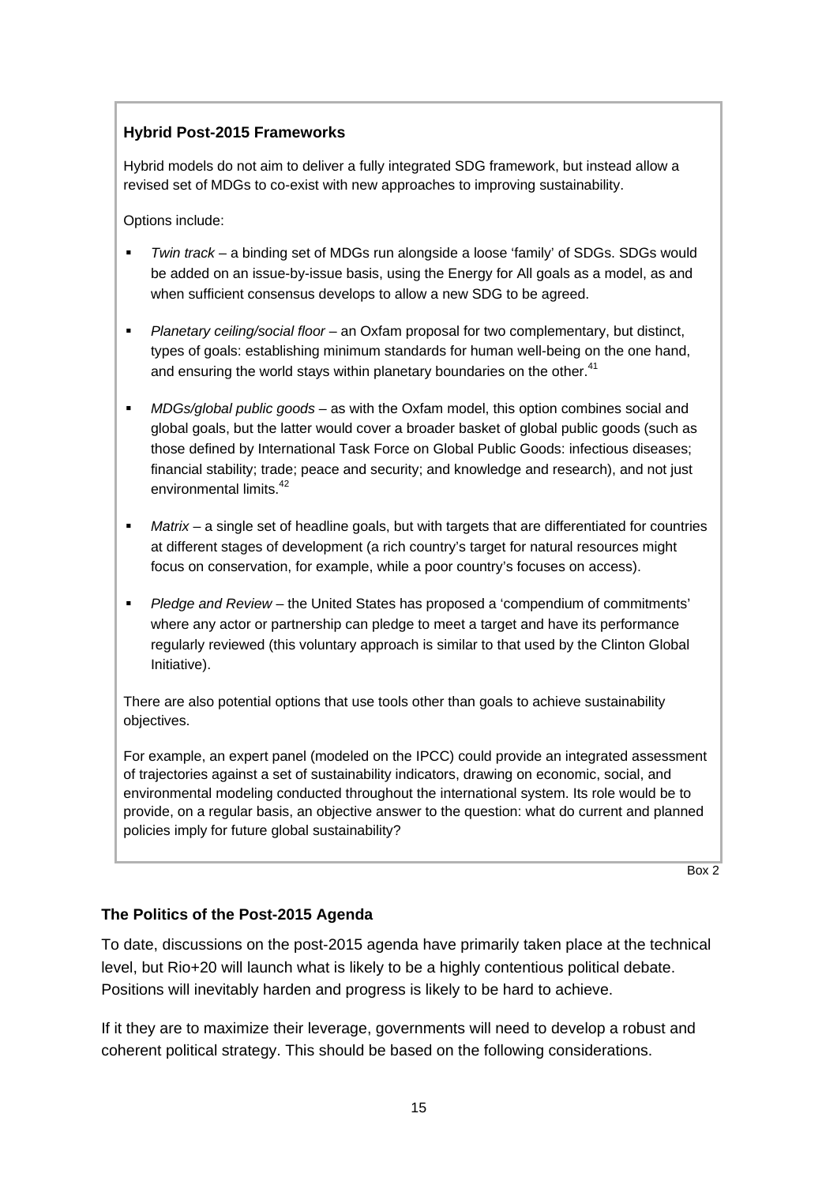**Hybrid Post-2015 Frameworks**

Hybrid models do not aim to deliver a fully integrated SDG framework, but instead allow a revised set of MDGs to co-exist with new approaches to improving sustainability.

Options include:

- *Twin track* – a binding set of MDGs run alongside a loose 'family' of SDGs. SDGs would be added on an issue-by-issue basis, using the Energy for All goals as a model, as and when sufficient consensus develops to allow a new SDG to be agreed.
- *Planetary ceiling/social floor* – an Oxfam proposal for two complementary, but distinct, types of goals: establishing minimum standards for human well-being on the one hand, and ensuring the world stays within planetary boundaries on the other.[41]
- *MDGs/global public goods* – as with the Oxfam model, this option combines social and global goals, but the latter would cover a broader basket of global public goods (such as those defined by International Task Force on Global Public Goods: infectious diseases; financial stability; trade; peace and security; and knowledge and research), and not just environmental limits.[42]
- *Matrix* – a single set of headline goals, but with targets that are differentiated for countries at different stages of development (a rich country's target for natural resources might focus on conservation, for example, while a poor country's focuses on access).
- *Pledge and Review* – the United States has proposed a 'compendium of commitments' where any actor or partnership can pledge to meet a target and have its performance regularly reviewed (this voluntary approach is similar to that used by the Clinton Global Initiative).

There are also potential options that use tools other than goals to achieve sustainability objectives.

For example, an expert panel (modeled on the IPCC) could provide an integrated assessment of trajectories against a set of sustainability indicators, drawing on economic, social, and environmental modeling conducted throughout the international system. Its role would be to provide, on a regular basis, an objective answer to the question: what do current and planned policies imply for future global sustainability?

Box 2

### The Politics of the Post-2015 Agenda

To date, discussions on the post-2015 agenda have primarily taken place at the technical level, but Rio+20 will launch what is likely to be a highly contentious political debate. Positions will inevitably harden and progress is likely to be hard to achieve.

If it they are to maximize their leverage, governments will need to develop a robust and coherent political strategy. This should be based on the following considerations.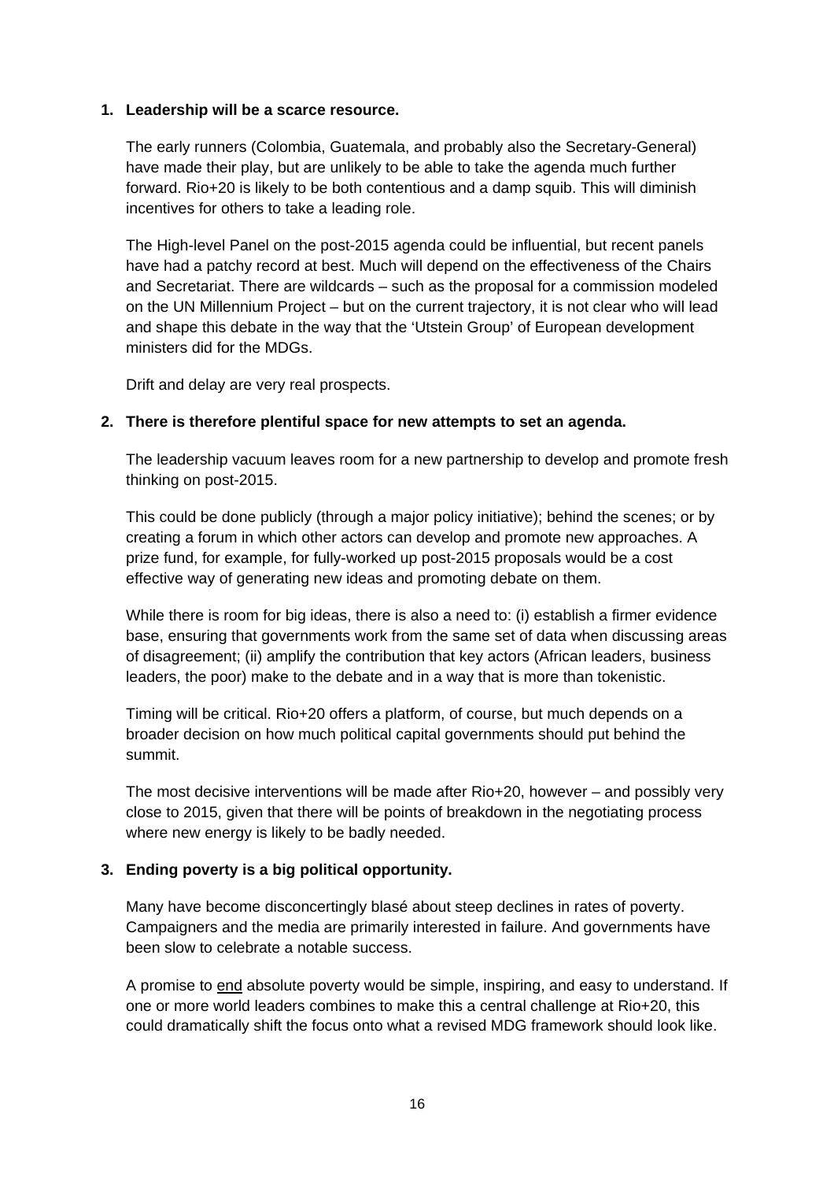1. **Leadership will be a scarce resource.**

   The early runners (Colombia, Guatemala, and probably also the Secretary-General) have made their play, but are unlikely to be able to take the agenda much further forward. Rio+20 is likely to be both contentious and a damp squib. This will diminish incentives for others to take a leading role.

   The High-level Panel on the post-2015 agenda could be influential, but recent panels have had a patchy record at best. Much will depend on the effectiveness of the Chairs and Secretariat. There are wildcards – such as the proposal for a commission modeled on the UN Millennium Project – but on the current trajectory, it is not clear who will lead and shape this debate in the way that the 'Utstein Group' of European development ministers did for the MDGs.

   Drift and delay are very real prospects.

2. **There is therefore plentiful space for new attempts to set an agenda.**

   The leadership vacuum leaves room for a new partnership to develop and promote fresh thinking on post-2015.

   This could be done publicly (through a major policy initiative); behind the scenes; or by creating a forum in which other actors can develop and promote new approaches. A prize fund, for example, for fully-worked up post-2015 proposals would be a cost effective way of generating new ideas and promoting debate on them.

   While there is room for big ideas, there is also a need to: (i) establish a firmer evidence base, ensuring that governments work from the same set of data when discussing areas of disagreement; (ii) amplify the contribution that key actors (African leaders, business leaders, the poor) make to the debate and in a way that is more than tokenistic.

   Timing will be critical. Rio+20 offers a platform, of course, but much depends on a broader decision on how much political capital governments should put behind the summit.

   The most decisive interventions will be made after Rio+20, however – and possibly very close to 2015, given that there will be points of breakdown in the negotiating process where new energy is likely to be badly needed.

3. **Ending poverty is a big political opportunity.**

   Many have become disconcertingly blasé about steep declines in rates of poverty. Campaigners and the media are primarily interested in failure. And governments have been slow to celebrate a notable success.

   A promise to <u>end</u> absolute poverty would be simple, inspiring, and easy to understand. If one or more world leaders combines to make this a central challenge at Rio+20, this could dramatically shift the focus onto what a revised MDG framework should look like.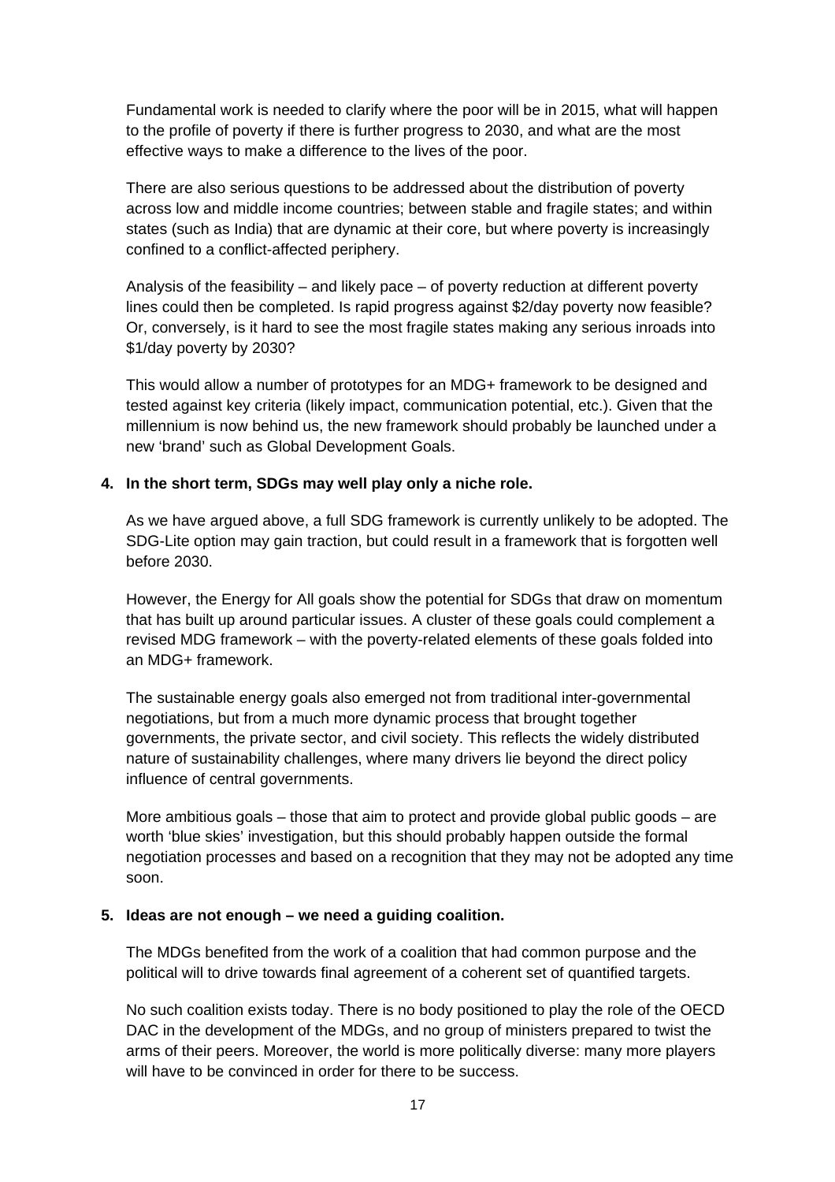Fundamental work is needed to clarify where the poor will be in 2015, what will happen to the profile of poverty if there is further progress to 2030, and what are the most effective ways to make a difference to the lives of the poor.

There are also serious questions to be addressed about the distribution of poverty across low and middle income countries; between stable and fragile states; and within states (such as India) that are dynamic at their core, but where poverty is increasingly confined to a conflict-affected periphery.

Analysis of the feasibility – and likely pace – of poverty reduction at different poverty lines could then be completed. Is rapid progress against $2/day poverty now feasible? Or, conversely, is it hard to see the most fragile states making any serious inroads into $1/day poverty by 2030?

This would allow a number of prototypes for an MDG+ framework to be designed and tested against key criteria (likely impact, communication potential, etc.). Given that the millennium is now behind us, the new framework should probably be launched under a new 'brand' such as Global Development Goals.

**4. In the short term, SDGs may well play only a niche role.**

As we have argued above, a full SDG framework is currently unlikely to be adopted. The SDG-Lite option may gain traction, but could result in a framework that is forgotten well before 2030.

However, the Energy for All goals show the potential for SDGs that draw on momentum that has built up around particular issues. A cluster of these goals could complement a revised MDG framework – with the poverty-related elements of these goals folded into an MDG+ framework.

The sustainable energy goals also emerged not from traditional inter-governmental negotiations, but from a much more dynamic process that brought together governments, the private sector, and civil society. This reflects the widely distributed nature of sustainability challenges, where many drivers lie beyond the direct policy influence of central governments.

More ambitious goals – those that aim to protect and provide global public goods – are worth 'blue skies' investigation, but this should probably happen outside the formal negotiation processes and based on a recognition that they may not be adopted any time soon.

**5. Ideas are not enough – we need a guiding coalition.**

The MDGs benefited from the work of a coalition that had common purpose and the political will to drive towards final agreement of a coherent set of quantified targets.

No such coalition exists today. There is no body positioned to play the role of the OECD DAC in the development of the MDGs, and no group of ministers prepared to twist the arms of their peers. Moreover, the world is more politically diverse: many more players will have to be convinced in order for there to be success.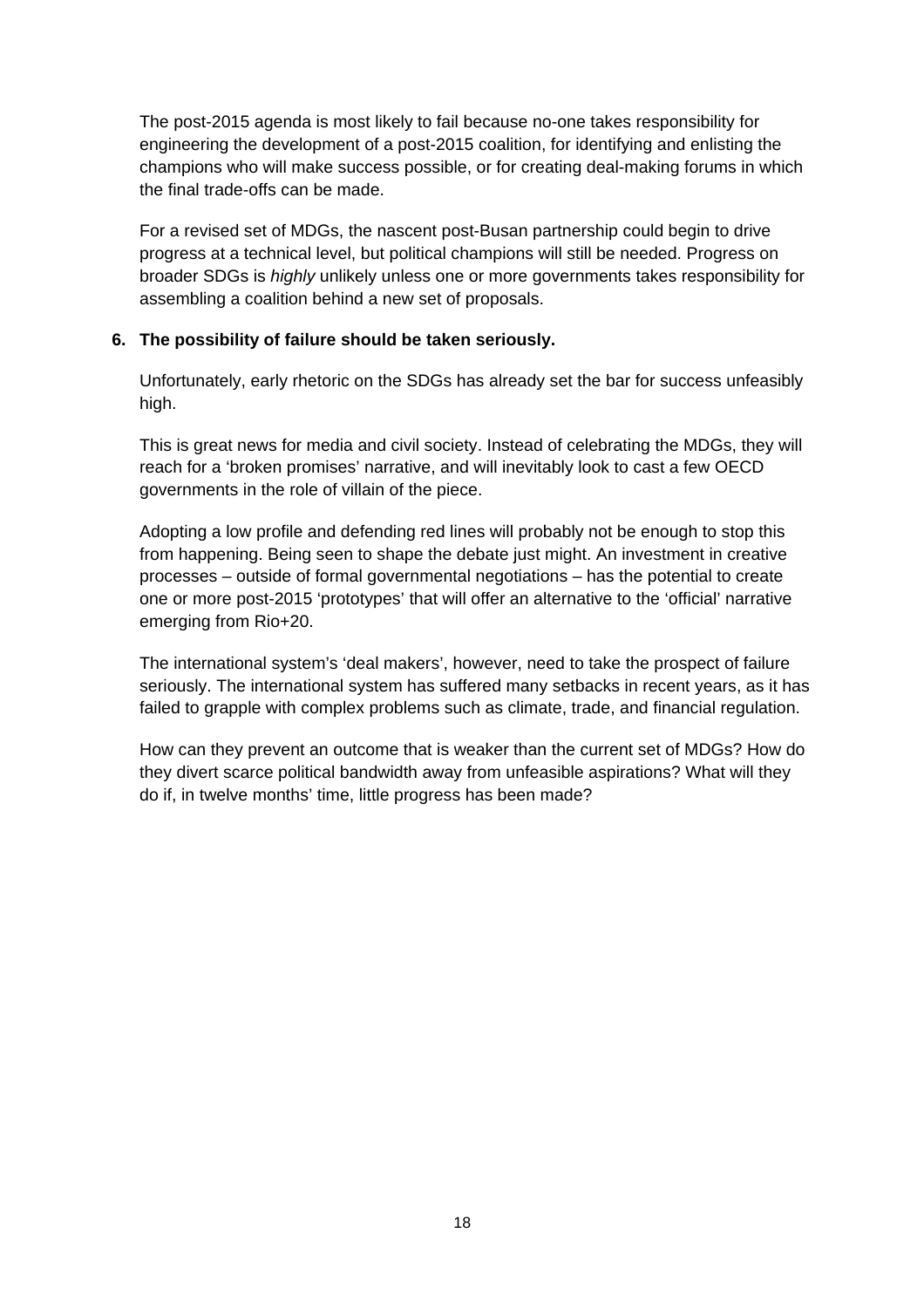The post-2015 agenda is most likely to fail because no-one takes responsibility for engineering the development of a post-2015 coalition, for identifying and enlisting the champions who will make success possible, or for creating deal-making forums in which the final trade-offs can be made.

For a revised set of MDGs, the nascent post-Busan partnership could begin to drive progress at a technical level, but political champions will still be needed. Progress on broader SDGs is *highly* unlikely unless one or more governments takes responsibility for assembling a coalition behind a new set of proposals.

**6. The possibility of failure should be taken seriously.**

Unfortunately, early rhetoric on the SDGs has already set the bar for success unfeasibly high.

This is great news for media and civil society. Instead of celebrating the MDGs, they will reach for a 'broken promises' narrative, and will inevitably look to cast a few OECD governments in the role of villain of the piece.

Adopting a low profile and defending red lines will probably not be enough to stop this from happening. Being seen to shape the debate just might. An investment in creative processes – outside of formal governmental negotiations – has the potential to create one or more post-2015 'prototypes' that will offer an alternative to the 'official' narrative emerging from Rio+20.

The international system's 'deal makers', however, need to take the prospect of failure seriously. The international system has suffered many setbacks in recent years, as it has failed to grapple with complex problems such as climate, trade, and financial regulation.

How can they prevent an outcome that is weaker than the current set of MDGs? How do they divert scarce political bandwidth away from unfeasible aspirations? What will they do if, in twelve months' time, little progress has been made?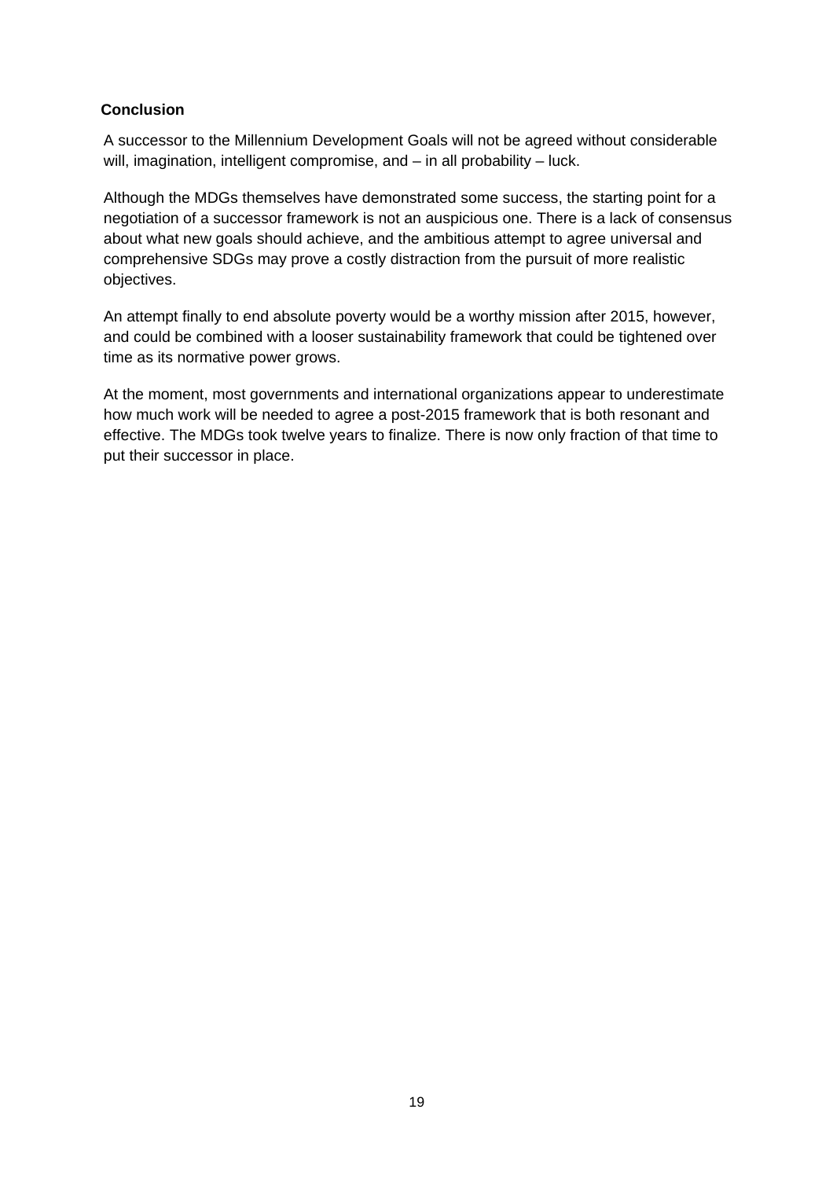## Conclusion

A successor to the Millennium Development Goals will not be agreed without considerable will, imagination, intelligent compromise, and – in all probability – luck.

Although the MDGs themselves have demonstrated some success, the starting point for a negotiation of a successor framework is not an auspicious one. There is a lack of consensus about what new goals should achieve, and the ambitious attempt to agree universal and comprehensive SDGs may prove a costly distraction from the pursuit of more realistic objectives.

An attempt finally to end absolute poverty would be a worthy mission after 2015, however, and could be combined with a looser sustainability framework that could be tightened over time as its normative power grows.

At the moment, most governments and international organizations appear to underestimate how much work will be needed to agree a post-2015 framework that is both resonant and effective. The MDGs took twelve years to finalize. There is now only fraction of that time to put their successor in place.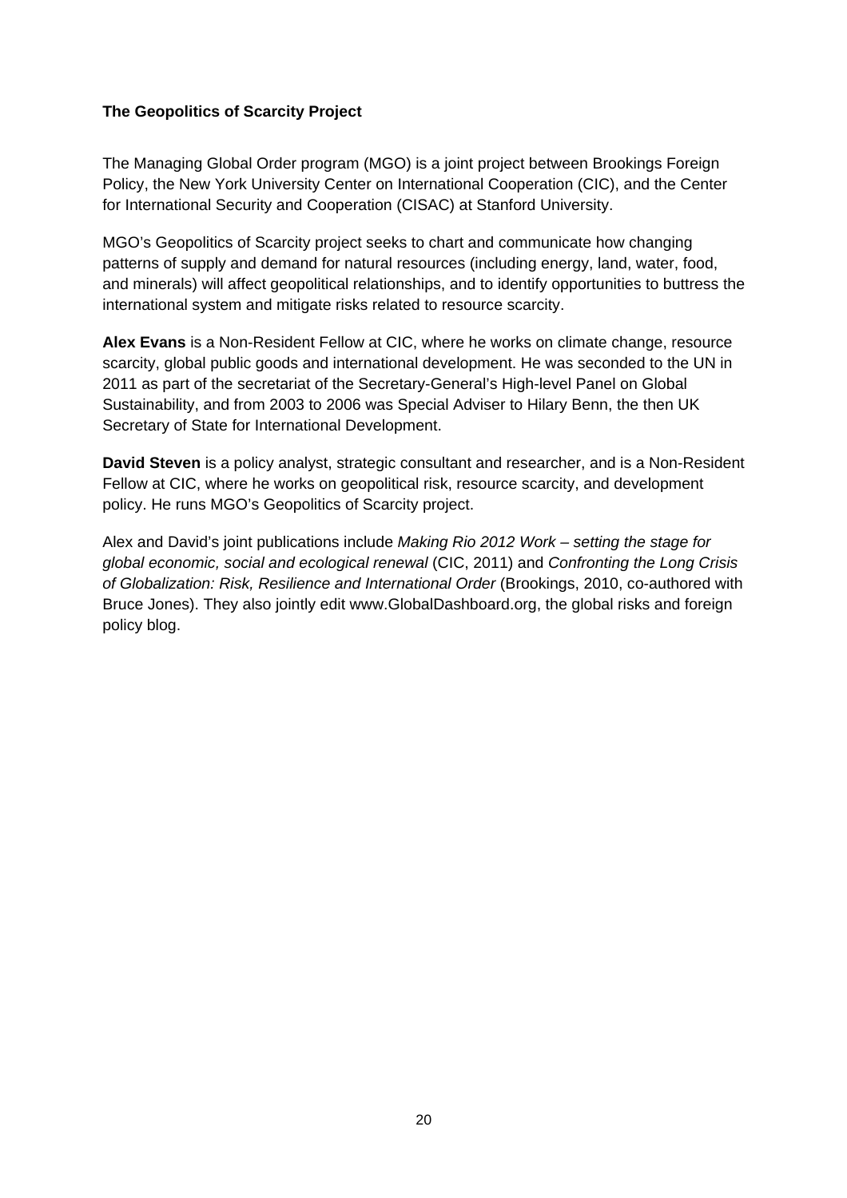**The Geopolitics of Scarcity Project**

The Managing Global Order program (MGO) is a joint project between Brookings Foreign Policy, the New York University Center on International Cooperation (CIC), and the Center for International Security and Cooperation (CISAC) at Stanford University.

MGO's Geopolitics of Scarcity project seeks to chart and communicate how changing patterns of supply and demand for natural resources (including energy, land, water, food, and minerals) will affect geopolitical relationships, and to identify opportunities to buttress the international system and mitigate risks related to resource scarcity.

**Alex Evans** is a Non-Resident Fellow at CIC, where he works on climate change, resource scarcity, global public goods and international development. He was seconded to the UN in 2011 as part of the secretariat of the Secretary-General's High-level Panel on Global Sustainability, and from 2003 to 2006 was Special Adviser to Hilary Benn, the then UK Secretary of State for International Development.

**David Steven** is a policy analyst, strategic consultant and researcher, and is a Non-Resident Fellow at CIC, where he works on geopolitical risk, resource scarcity, and development policy. He runs MGO's Geopolitics of Scarcity project.

Alex and David's joint publications include *Making Rio 2012 Work – setting the stage for global economic, social and ecological renewal* (CIC, 2011) and *Confronting the Long Crisis of Globalization: Risk, Resilience and International Order* (Brookings, 2010, co-authored with Bruce Jones). They also jointly edit www.GlobalDashboard.org, the global risks and foreign policy blog.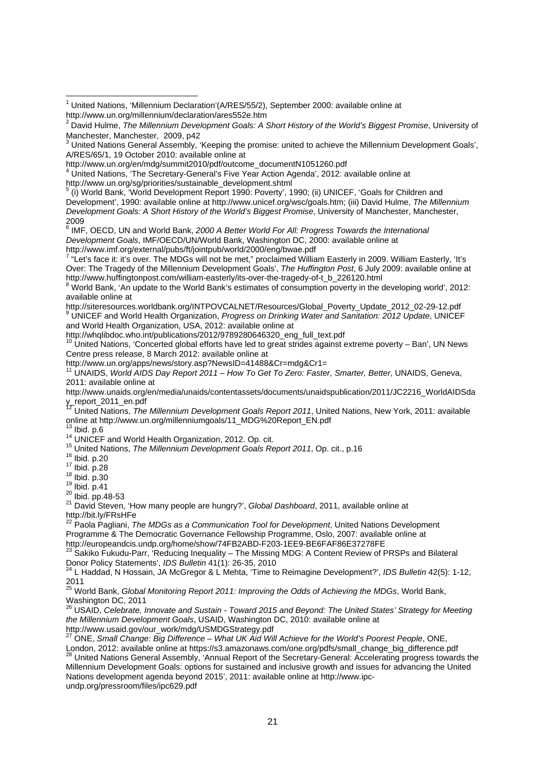[1] United Nations, 'Millennium Declaration'(A/RES/55/2), September 2000: available online at http://www.un.org/millennium/declaration/ares552e.htm

[2] David Hulme, *The Millennium Development Goals: A Short History of the World's Biggest Promise*, University of Manchester, Manchester, 2009, p42

[3] United Nations General Assembly, 'Keeping the promise: united to achieve the Millennium Development Goals', A/RES/65/1, 19 October 2010: available online at http://www.un.org/en/mdg/summit2010/pdf/outcome_documentN1051260.pdf

[4] United Nations, 'The Secretary-General's Five Year Action Agenda', 2012: available online at http://www.un.org/sg/priorities/sustainable_development.shtml

[5] (i) World Bank, 'World Development Report 1990: Poverty', 1990; (ii) UNICEF, 'Goals for Children and Development', 1990: available online at http://www.unicef.org/wsc/goals.htm; (iii) David Hulme, *The Millennium Development Goals: A Short History of the World's Biggest Promise*, University of Manchester, Manchester, 2009

[6] IMF, OECD, UN and World Bank, *2000 A Better World For All: Progress Towards the International Development Goals*, IMF/OECD/UN/World Bank, Washington DC, 2000: available online at http://www.imf.org/external/pubs/ft/jointpub/world/2000/eng/bwae.pdf

[7] "Let's face it: it's over. The MDGs will not be met," proclaimed William Easterly in 2009. William Easterly, 'It's Over: The Tragedy of the Millennium Development Goals', *The Huffington Post*, 6 July 2009: available online at http://www.huffingtonpost.com/william-easterly/its-over-the-tragedy-of-t_b_226120.html

[8] World Bank, 'An update to the World Bank's estimates of consumption poverty in the developing world', 2012: available online at http://siteresources.worldbank.org/INTPOVCALNET/Resources/Global_Poverty_Update_2012_02-29-12.pdf

[9] UNICEF and World Health Organization, *Progress on Drinking Water and Sanitation: 2012 Update*, UNICEF and World Health Organization, USA, 2012: available online at http://whqlibdoc.who.int/publications/2012/9789280646320_eng_full_text.pdf

[10] United Nations, 'Concerted global efforts have led to great strides against extreme poverty – Ban', UN News Centre press release, 8 March 2012: available online at http://www.un.org/apps/news/story.asp?NewsID=41488&Cr=mdg&Cr1=

[11] UNAIDS, *World AIDS Day Report 2011 – How To Get To Zero: Faster, Smarter, Better*, UNAIDS, Geneva, 2011: available online at http://www.unaids.org/en/media/unaids/contentassets/documents/unaidspublication/2011/JC2216_WorldAIDSday_report_2011_en.pdf

[12] United Nations, *The Millennium Development Goals Report 2011*, United Nations, New York, 2011: available online at http://www.un.org/millenniumgoals/11_MDG%20Report_EN.pdf

[13] Ibid. p.6

[14] UNICEF and World Health Organization, 2012. Op. cit.

[15] United Nations, *The Millennium Development Goals Report 2011*, Op. cit., p.16

[16] Ibid. p.20

[17] Ibid. p.28

[18] Ibid. p.30

[19] Ibid. p.41

[20] Ibid. pp.48-53

[21] David Steven, 'How many people are hungry?', *Global Dashboard*, 2011, available online at http://bit.ly/FRsHFe

[22] Paola Pagliani, *The MDGs as a Communication Tool for Development*, United Nations Development Programme & The Democratic Governance Fellowship Programme, Oslo, 2007: available online at http://europeandcis.undp.org/home/show/74FB2ABD-F203-1EE9-BE6FAF86E37278FE

[23] Sakiko Fukudu-Parr, 'Reducing Inequality – The Missing MDG: A Content Review of PRSPs and Bilateral Donor Policy Statements', *IDS Bulletin* 41(1): 26-35, 2010

[24] L Haddad, N Hossain, JA McGregor & L Mehta, 'Time to Reimagine Development?', *IDS Bulletin* 42(5): 1-12, 2011

[25] World Bank, *Global Monitoring Report 2011: Improving the Odds of Achieving the MDGs*, World Bank, Washington DC, 2011

[26] USAID, *Celebrate, Innovate and Sustain - Toward 2015 and Beyond: The United States' Strategy for Meeting the Millennium Development Goals*, USAID, Washington DC, 2010: available online at http://www.usaid.gov/our_work/mdg/USMDGStrategy.pdf

[27] ONE, *Small Change: Big Difference – What UK Aid Will Achieve for the World's Poorest People*, ONE, London, 2012: available online at https://s3.amazonaws.com/one.org/pdfs/small_change_big_difference.pdf

[28] United Nations General Assembly, 'Annual Report of the Secretary-General: Accelerating progress towards the Millennium Development Goals: options for sustained and inclusive growth and issues for advancing the United Nations development agenda beyond 2015', 2011: available online at http://www.ipc-undp.org/pressroom/files/ipc629.pdf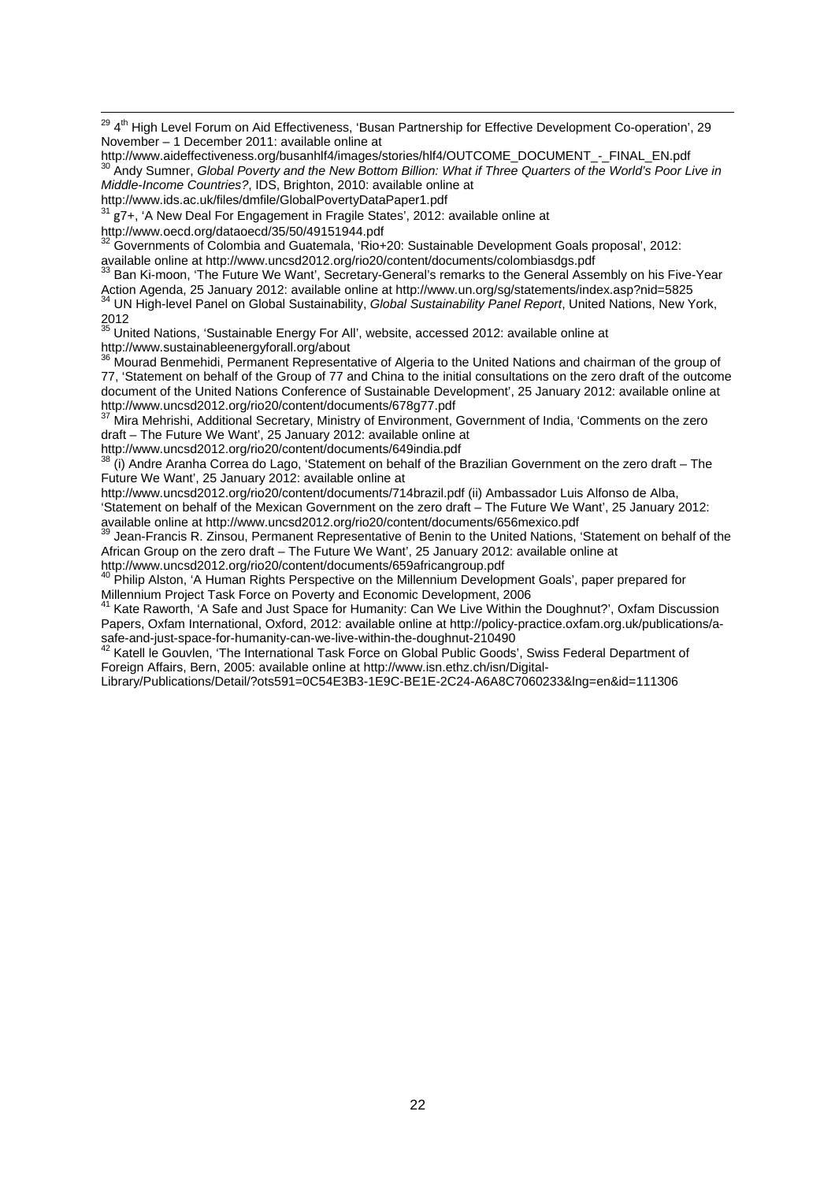[29] 4th High Level Forum on Aid Effectiveness, 'Busan Partnership for Effective Development Co-operation', 29 November – 1 December 2011: available online at http://www.aideffectiveness.org/busanhlf4/images/stories/hlf4/OUTCOME_DOCUMENT_-_FINAL_EN.pdf

[30] Andy Sumner, *Global Poverty and the New Bottom Billion: What if Three Quarters of the World's Poor Live in Middle-Income Countries?*, IDS, Brighton, 2010: available online at http://www.ids.ac.uk/files/dmfile/GlobalPovertyDataPaper1.pdf

[31] g7+, 'A New Deal For Engagement in Fragile States', 2012: available online at http://www.oecd.org/dataoecd/35/50/49151944.pdf

[32] Governments of Colombia and Guatemala, 'Rio+20: Sustainable Development Goals proposal', 2012: available online at http://www.uncsd2012.org/rio20/content/documents/colombiasdgs.pdf

[33] Ban Ki-moon, 'The Future We Want', Secretary-General's remarks to the General Assembly on his Five-Year Action Agenda, 25 January 2012: available online at http://www.un.org/sg/statements/index.asp?nid=5825

[34] UN High-level Panel on Global Sustainability, *Global Sustainability Panel Report*, United Nations, New York, 2012

[35] United Nations, 'Sustainable Energy For All', website, accessed 2012: available online at http://www.sustainableenergyforall.org/about

[36] Mourad Benmehidi, Permanent Representative of Algeria to the United Nations and chairman of the group of 77, 'Statement on behalf of the Group of 77 and China to the initial consultations on the zero draft of the outcome document of the United Nations Conference of Sustainable Development', 25 January 2012: available online at http://www.uncsd2012.org/rio20/content/documents/678g77.pdf

[37] Mira Mehrishi, Additional Secretary, Ministry of Environment, Government of India, 'Comments on the zero draft – The Future We Want', 25 January 2012: available online at http://www.uncsd2012.org/rio20/content/documents/649india.pdf

[38] (i) Andre Aranha Correa do Lago, 'Statement on behalf of the Brazilian Government on the zero draft – The Future We Want', 25 January 2012: available online at http://www.uncsd2012.org/rio20/content/documents/714brazil.pdf (ii) Ambassador Luis Alfonso de Alba, 'Statement on behalf of the Mexican Government on the zero draft – The Future We Want', 25 January 2012: available online at http://www.uncsd2012.org/rio20/content/documents/656mexico.pdf

[39] Jean-Francis R. Zinsou, Permanent Representative of Benin to the United Nations, 'Statement on behalf of the African Group on the zero draft – The Future We Want', 25 January 2012: available online at http://www.uncsd2012.org/rio20/content/documents/659africangroup.pdf

[40] Philip Alston, 'A Human Rights Perspective on the Millennium Development Goals', paper prepared for Millennium Project Task Force on Poverty and Economic Development, 2006

[41] Kate Raworth, 'A Safe and Just Space for Humanity: Can We Live Within the Doughnut?', Oxfam Discussion Papers, Oxfam International, Oxford, 2012: available online at http://policy-practice.oxfam.org.uk/publications/a-safe-and-just-space-for-humanity-can-we-live-within-the-doughnut-210490

[42] Katell le Gouvlen, 'The International Task Force on Global Public Goods', Swiss Federal Department of Foreign Affairs, Bern, 2005: available online at http://www.isn.ethz.ch/isn/Digital-Library/Publications/Detail/?ots591=0C54E3B3-1E9C-BE1E-2C24-A6A8C7060233&lng=en&id=111306